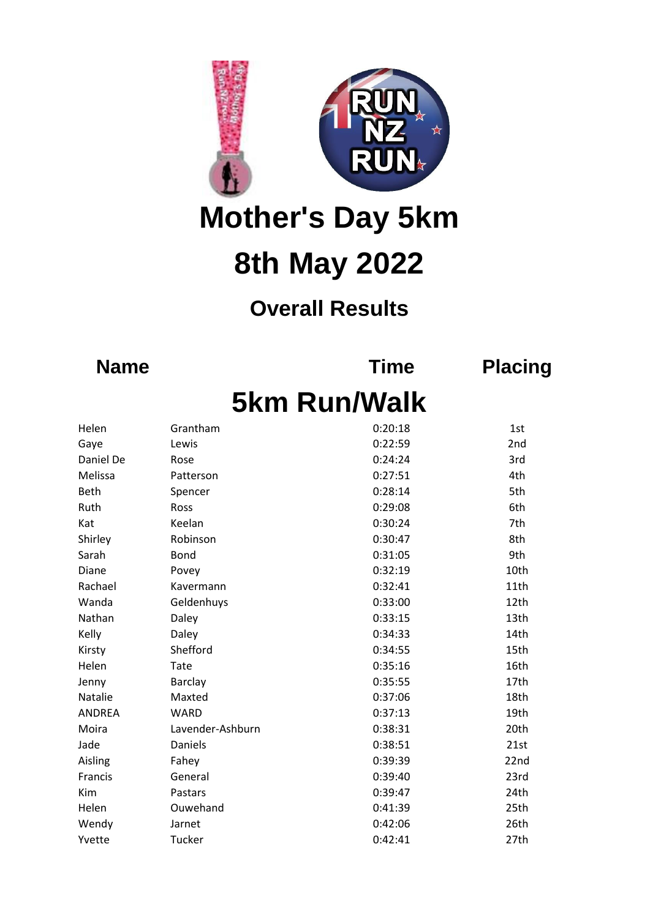# Mother's Day 5km

# 8th May 2022

## Overall Results

## 5km Run/Walk

| Name | | Time | Placing |
|---|---|---|---|
| Helen | Grantham | 0:20:18 | 1st |
| Gaye | Lewis | 0:22:59 | 2nd |
| Daniel De | Rose | 0:24:24 | 3rd |
| Melissa | Patterson | 0:27:51 | 4th |
| Beth | Spencer | 0:28:14 | 5th |
| Ruth | Ross | 0:29:08 | 6th |
| Kat | Keelan | 0:30:24 | 7th |
| Shirley | Robinson | 0:30:47 | 8th |
| Sarah | Bond | 0:31:05 | 9th |
| Diane | Povey | 0:32:19 | 10th |
| Rachael | Kavermann | 0:32:41 | 11th |
| Wanda | Geldenhuys | 0:33:00 | 12th |
| Nathan | Daley | 0:33:15 | 13th |
| Kelly | Daley | 0:34:33 | 14th |
| Kirsty | Shefford | 0:34:55 | 15th |
| Helen | Tate | 0:35:16 | 16th |
| Jenny | Barclay | 0:35:55 | 17th |
| Natalie | Maxted | 0:37:06 | 18th |
| ANDREA | WARD | 0:37:13 | 19th |
| Moira | Lavender-Ashburn | 0:38:31 | 20th |
| Jade | Daniels | 0:38:51 | 21st |
| Aisling | Fahey | 0:39:39 | 22nd |
| Francis | General | 0:39:40 | 23rd |
| Kim | Pastars | 0:39:47 | 24th |
| Helen | Ouwehand | 0:41:39 | 25th |
| Wendy | Jarnet | 0:42:06 | 26th |
| Yvette | Tucker | 0:42:41 | 27th |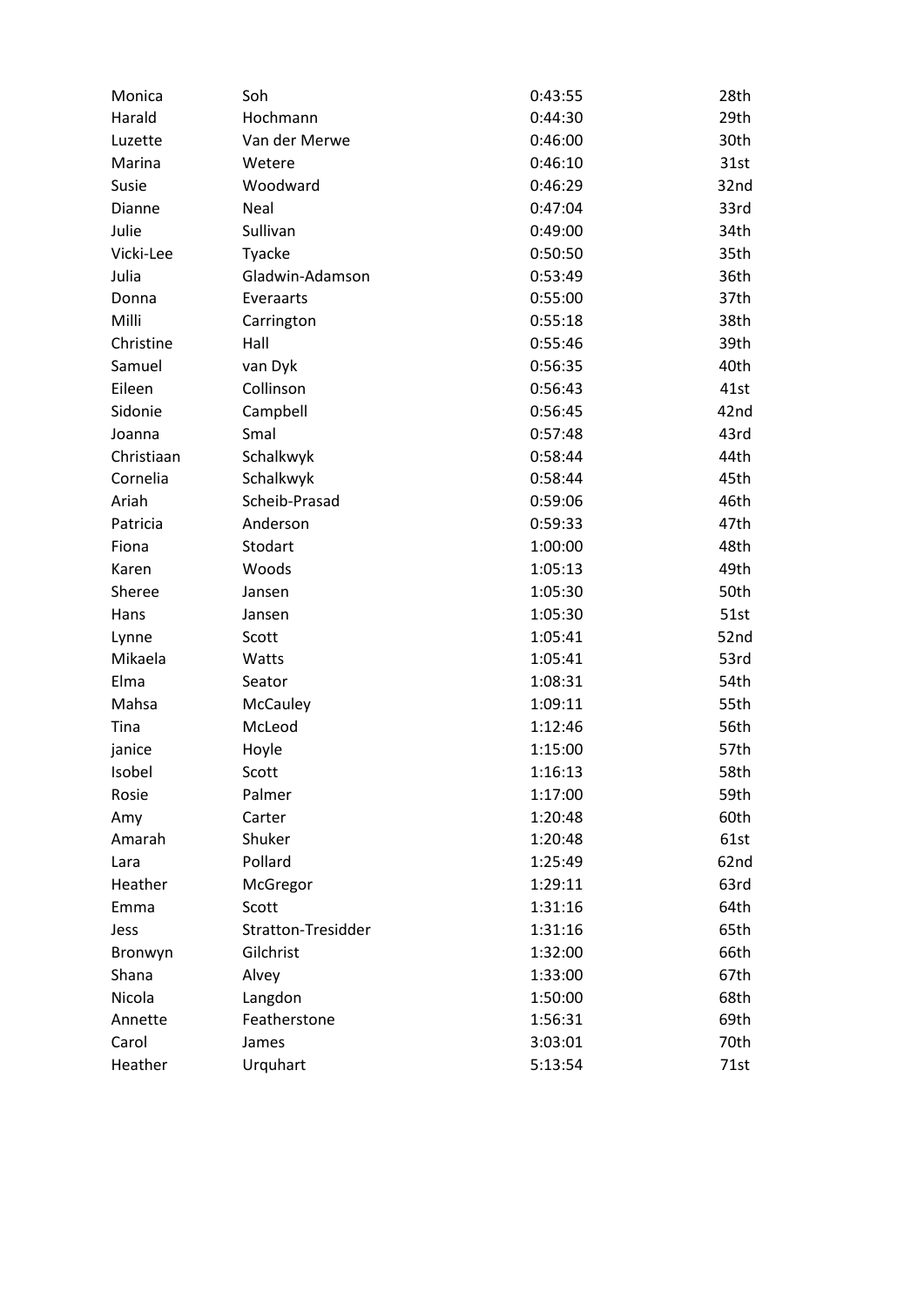| | | | |
|---|---|---|---|
| Monica | Soh | 0:43:55 | 28th |
| Harald | Hochmann | 0:44:30 | 29th |
| Luzette | Van der Merwe | 0:46:00 | 30th |
| Marina | Wetere | 0:46:10 | 31st |
| Susie | Woodward | 0:46:29 | 32nd |
| Dianne | Neal | 0:47:04 | 33rd |
| Julie | Sullivan | 0:49:00 | 34th |
| Vicki-Lee | Tyacke | 0:50:50 | 35th |
| Julia | Gladwin-Adamson | 0:53:49 | 36th |
| Donna | Everaarts | 0:55:00 | 37th |
| Milli | Carrington | 0:55:18 | 38th |
| Christine | Hall | 0:55:46 | 39th |
| Samuel | van Dyk | 0:56:35 | 40th |
| Eileen | Collinson | 0:56:43 | 41st |
| Sidonie | Campbell | 0:56:45 | 42nd |
| Joanna | Smal | 0:57:48 | 43rd |
| Christiaan | Schalkwyk | 0:58:44 | 44th |
| Cornelia | Schalkwyk | 0:58:44 | 45th |
| Ariah | Scheib-Prasad | 0:59:06 | 46th |
| Patricia | Anderson | 0:59:33 | 47th |
| Fiona | Stodart | 1:00:00 | 48th |
| Karen | Woods | 1:05:13 | 49th |
| Sheree | Jansen | 1:05:30 | 50th |
| Hans | Jansen | 1:05:30 | 51st |
| Lynne | Scott | 1:05:41 | 52nd |
| Mikaela | Watts | 1:05:41 | 53rd |
| Elma | Seator | 1:08:31 | 54th |
| Mahsa | McCauley | 1:09:11 | 55th |
| Tina | McLeod | 1:12:46 | 56th |
| janice | Hoyle | 1:15:00 | 57th |
| Isobel | Scott | 1:16:13 | 58th |
| Rosie | Palmer | 1:17:00 | 59th |
| Amy | Carter | 1:20:48 | 60th |
| Amarah | Shuker | 1:20:48 | 61st |
| Lara | Pollard | 1:25:49 | 62nd |
| Heather | McGregor | 1:29:11 | 63rd |
| Emma | Scott | 1:31:16 | 64th |
| Jess | Stratton-Tresidder | 1:31:16 | 65th |
| Bronwyn | Gilchrist | 1:32:00 | 66th |
| Shana | Alvey | 1:33:00 | 67th |
| Nicola | Langdon | 1:50:00 | 68th |
| Annette | Featherstone | 1:56:31 | 69th |
| Carol | James | 3:03:01 | 70th |
| Heather | Urquhart | 5:13:54 | 71st |